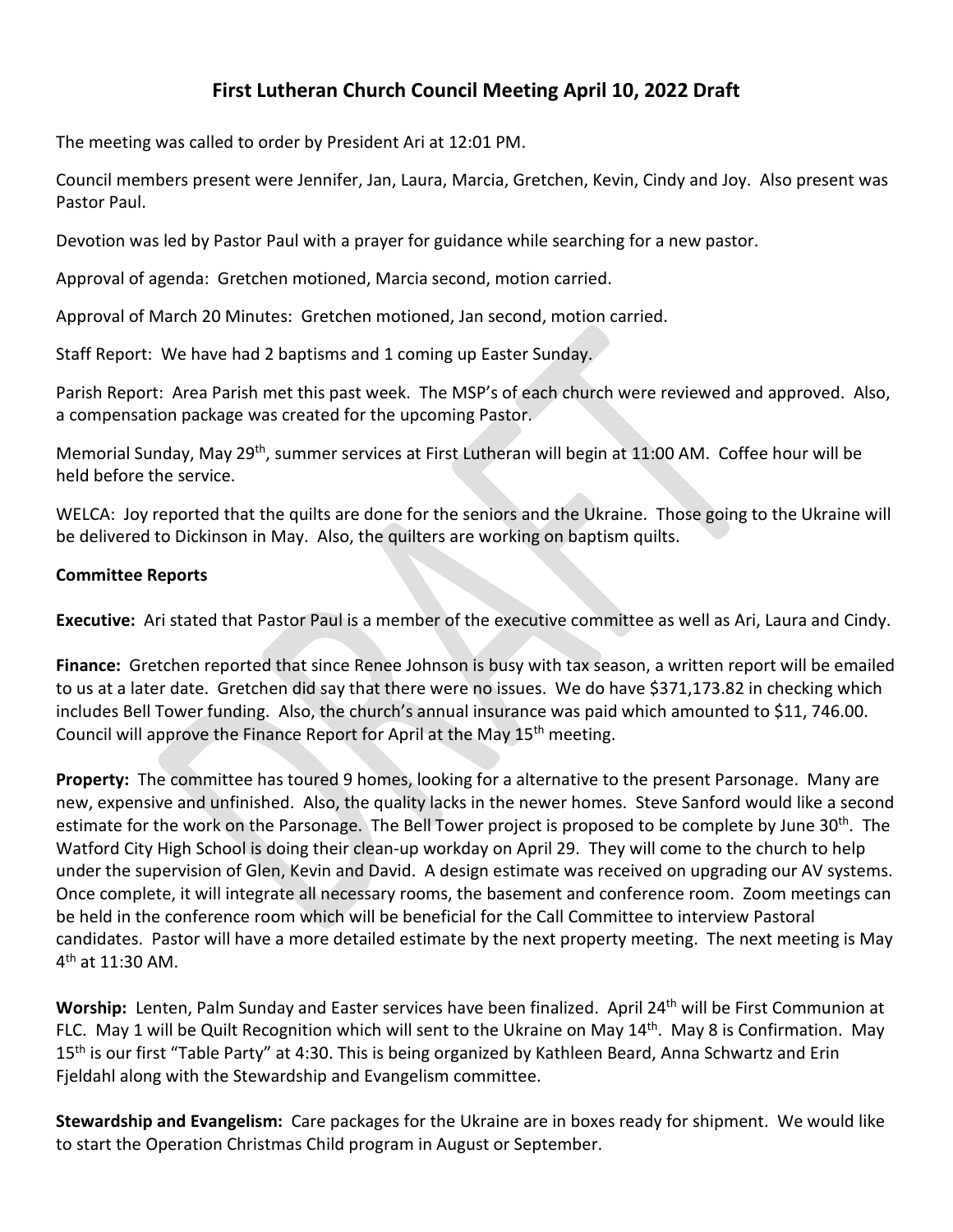# First Lutheran Church Council Meeting April 10, 2022 Draft

The meeting was called to order by President Ari at 12:01 PM.

Council members present were Jennifer, Jan, Laura, Marcia, Gretchen, Kevin, Cindy and Joy. Also present was Pastor Paul.

Devotion was led by Pastor Paul with a prayer for guidance while searching for a new pastor.

Approval of agenda: Gretchen motioned, Marcia second, motion carried.

Approval of March 20 Minutes: Gretchen motioned, Jan second, motion carried.

Staff Report: We have had 2 baptisms and 1 coming up Easter Sunday.

Parish Report: Area Parish met this past week. The MSP's of each church were reviewed and approved. Also, a compensation package was created for the upcoming Pastor.

Memorial Sunday, May 29th, summer services at First Lutheran will begin at 11:00 AM. Coffee hour will be held before the service.

WELCA: Joy reported that the quilts are done for the seniors and the Ukraine. Those going to the Ukraine will be delivered to Dickinson in May. Also, the quilters are working on baptism quilts.

**Committee Reports**

**Executive:** Ari stated that Pastor Paul is a member of the executive committee as well as Ari, Laura and Cindy.

**Finance:** Gretchen reported that since Renee Johnson is busy with tax season, a written report will be emailed to us at a later date. Gretchen did say that there were no issues. We do have $371,173.82 in checking which includes Bell Tower funding. Also, the church's annual insurance was paid which amounted to $11, 746.00. Council will approve the Finance Report for April at the May 15th meeting.

**Property:** The committee has toured 9 homes, looking for a alternative to the present Parsonage. Many are new, expensive and unfinished. Also, the quality lacks in the newer homes. Steve Sanford would like a second estimate for the work on the Parsonage. The Bell Tower project is proposed to be complete by June 30th. The Watford City High School is doing their clean-up workday on April 29. They will come to the church to help under the supervision of Glen, Kevin and David. A design estimate was received on upgrading our AV systems. Once complete, it will integrate all necessary rooms, the basement and conference room. Zoom meetings can be held in the conference room which will be beneficial for the Call Committee to interview Pastoral candidates. Pastor will have a more detailed estimate by the next property meeting. The next meeting is May 4th at 11:30 AM.

**Worship:** Lenten, Palm Sunday and Easter services have been finalized. April 24th will be First Communion at FLC. May 1 will be Quilt Recognition which will sent to the Ukraine on May 14th. May 8 is Confirmation. May 15th is our first "Table Party" at 4:30. This is being organized by Kathleen Beard, Anna Schwartz and Erin Fjeldahl along with the Stewardship and Evangelism committee.

**Stewardship and Evangelism:** Care packages for the Ukraine are in boxes ready for shipment. We would like to start the Operation Christmas Child program in August or September.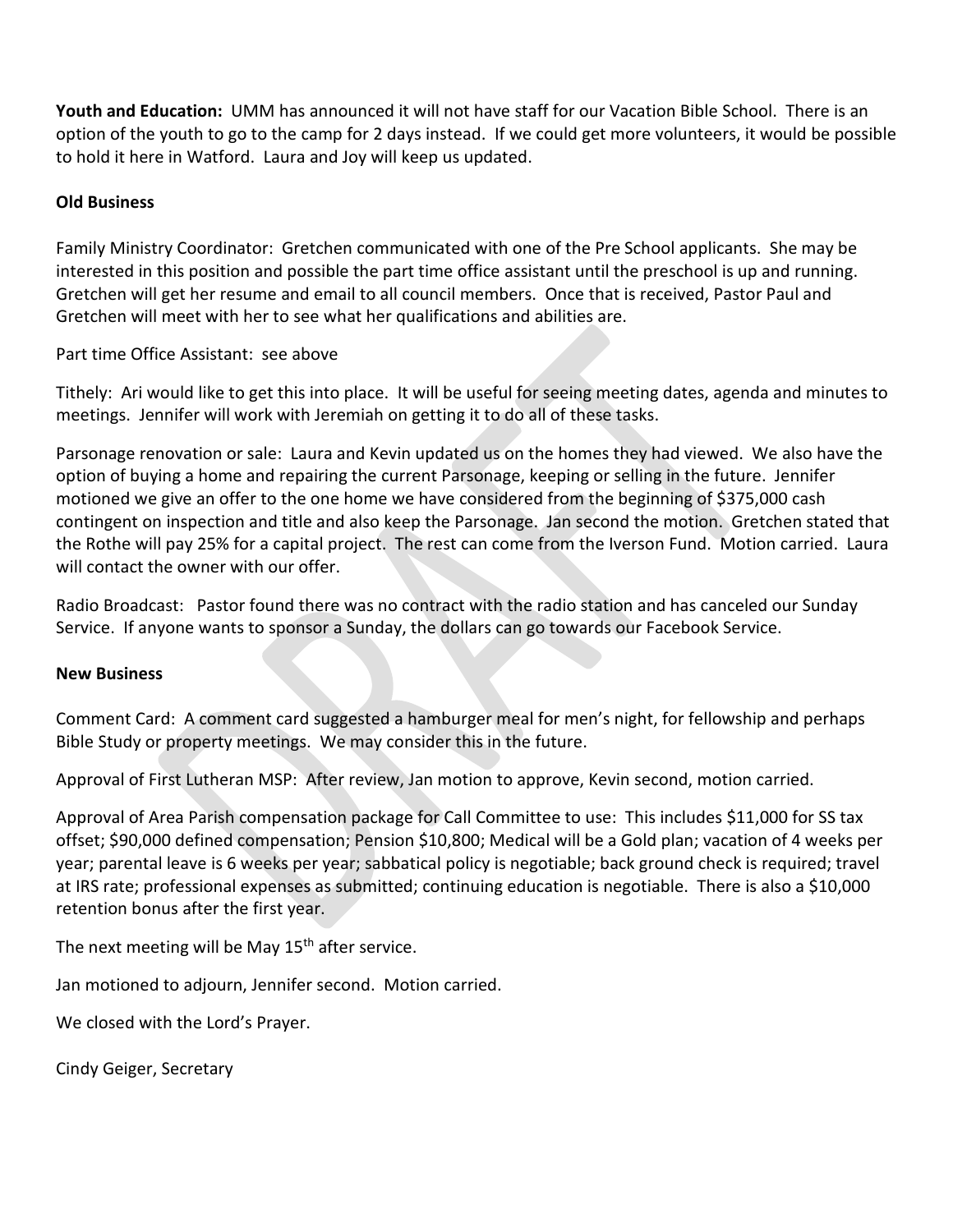**Youth and Education:** UMM has announced it will not have staff for our Vacation Bible School. There is an option of the youth to go to the camp for 2 days instead. If we could get more volunteers, it would be possible to hold it here in Watford. Laura and Joy will keep us updated.

**Old Business**

Family Ministry Coordinator: Gretchen communicated with one of the Pre School applicants. She may be interested in this position and possible the part time office assistant until the preschool is up and running. Gretchen will get her resume and email to all council members. Once that is received, Pastor Paul and Gretchen will meet with her to see what her qualifications and abilities are.

Part time Office Assistant: see above

Tithely: Ari would like to get this into place. It will be useful for seeing meeting dates, agenda and minutes to meetings. Jennifer will work with Jeremiah on getting it to do all of these tasks.

Parsonage renovation or sale: Laura and Kevin updated us on the homes they had viewed. We also have the option of buying a home and repairing the current Parsonage, keeping or selling in the future. Jennifer motioned we give an offer to the one home we have considered from the beginning of $375,000 cash contingent on inspection and title and also keep the Parsonage. Jan second the motion. Gretchen stated that the Rothe will pay 25% for a capital project. The rest can come from the Iverson Fund. Motion carried. Laura will contact the owner with our offer.

Radio Broadcast: Pastor found there was no contract with the radio station and has canceled our Sunday Service. If anyone wants to sponsor a Sunday, the dollars can go towards our Facebook Service.

**New Business**

Comment Card: A comment card suggested a hamburger meal for men's night, for fellowship and perhaps Bible Study or property meetings. We may consider this in the future.

Approval of First Lutheran MSP: After review, Jan motion to approve, Kevin second, motion carried.

Approval of Area Parish compensation package for Call Committee to use: This includes $11,000 for SS tax offset; $90,000 defined compensation; Pension $10,800; Medical will be a Gold plan; vacation of 4 weeks per year; parental leave is 6 weeks per year; sabbatical policy is negotiable; back ground check is required; travel at IRS rate; professional expenses as submitted; continuing education is negotiable. There is also a $10,000 retention bonus after the first year.

The next meeting will be May 15th after service.

Jan motioned to adjourn, Jennifer second. Motion carried.

We closed with the Lord's Prayer.

Cindy Geiger, Secretary